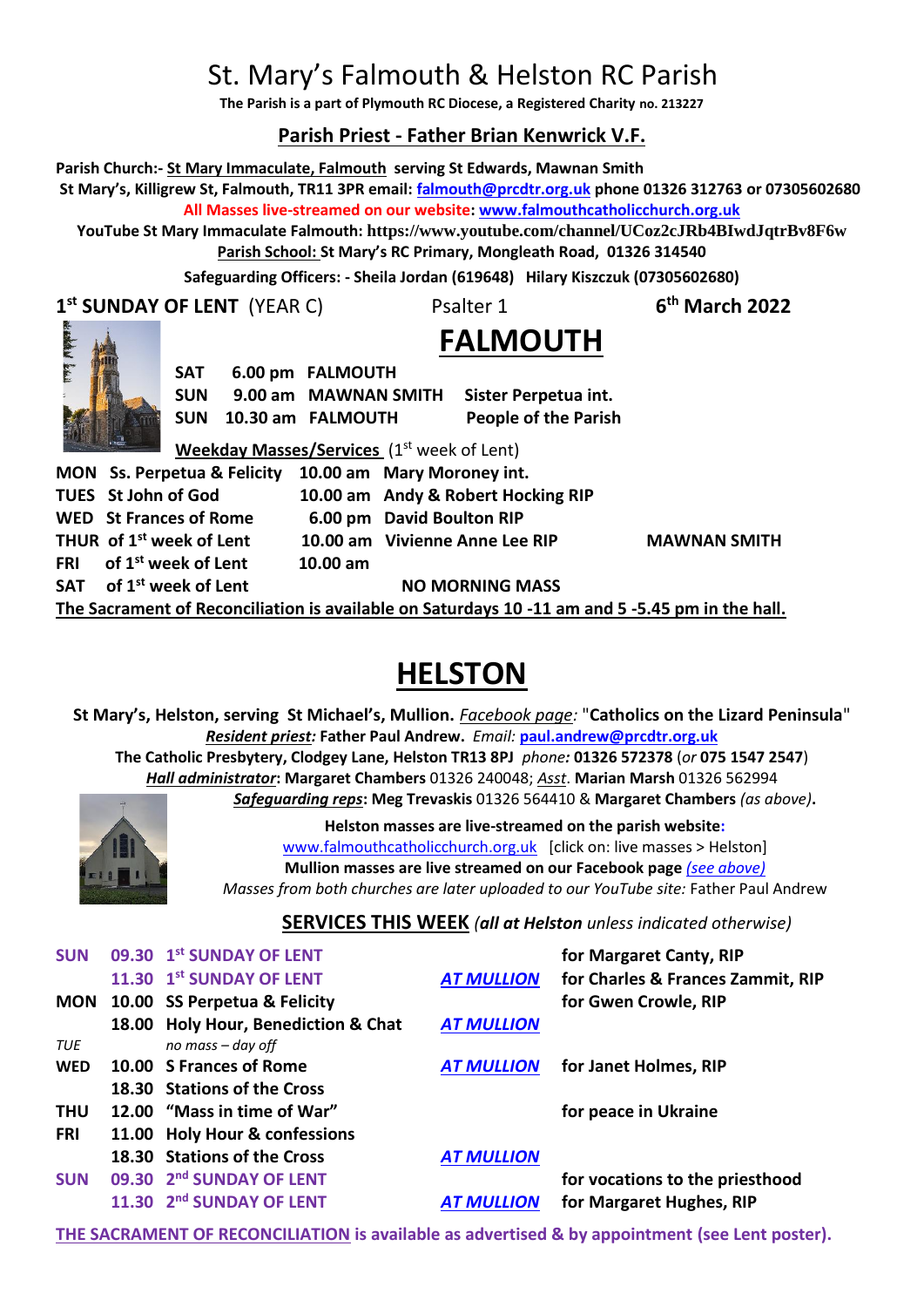# St. Mary's Falmouth & Helston RC Parish

**The Parish is a part of Plymouth RC Diocese, a Registered Charity no. 213227**

## Parish Priest - Father Brian Kenwrick V.F.

**Parish Church:- St Mary Immaculate, Falmouth serving St Edwards, Mawnan Smith**

**St Mary's, Killigrew St, Falmouth, TR11 3PR email: falmouth@prcdtr.org.uk phone 01326 312763 or 07305602680**

**All Masses live-streamed on our website: www.falmouthcatholicchurch.org.uk**

**YouTube St Mary Immaculate Falmouth: https://www.youtube.com/channel/UCoz2cJRb4BIwdJqtrBv8F6w**

**Parish School: St Mary's RC Primary, Mongleath Road, 01326 314540**

**Safeguarding Officers: - Sheila Jordan (619648) Hilary Kiszczuk (07305602680)**

**1st SUNDAY OF LENT** (YEAR C) Psalter 1 **6th March 2022**

# FALMOUTH

| | | | |
|---|---|---|---|
| **SAT** | **6.00 pm** | **FALMOUTH** | |
| **SUN** | **9.00 am** | **MAWNAN SMITH** | **Sister Perpetua int.** |
| **SUN** | **10.30 am** | **FALMOUTH** | **People of the Parish** |

**Weekday Masses/Services** (1st week of Lent)

| | | | | |
|---|---|---|---|---|
| **MON** | **Ss. Perpetua & Felicity** | **10.00 am** | **Mary Moroney int.** | |
| **TUES** | **St John of God** | **10.00 am** | **Andy & Robert Hocking RIP** | |
| **WED** | **St Frances of Rome** | **6.00 pm** | **David Boulton RIP** | |
| **THUR** | **of 1st week of Lent** | **10.00 am** | **Vivienne Anne Lee RIP** | **MAWNAN SMITH** |
| **FRI** | **of 1st week of Lent** | **10.00 am** | | |
| **SAT** | **of 1st week of Lent** | | **NO MORNING MASS** | |

**The Sacrament of Reconciliation is available on Saturdays 10 -11 am and 5 -5.45 pm in the hall.**

# HELSTON

**St Mary's, Helston, serving St Michael's, Mullion.** *Facebook page:* "**Catholics on the Lizard Peninsula**"

***Resident priest:*** **Father Paul Andrew.** *Email:* **paul.andrew@prcdtr.org.uk**

**The Catholic Presbytery, Clodgey Lane, Helston TR13 8PJ** *phone:* **01326 572378** (*or* **075 1547 2547**)

***Hall administrator*: Margaret Chambers** 01326 240048; *Asst*. **Marian Marsh** 01326 562994

***Safeguarding reps*: Meg Trevaskis** 01326 564410 & **Margaret Chambers** *(as above)*.

**Helston masses are live-streamed on the parish website:**
www.falmouthcatholicchurch.org.uk [click on: live masses > Helston]
**Mullion masses are live streamed on our Facebook page** *(see above)*
*Masses from both churches are later uploaded to our YouTube site:* Father Paul Andrew

**SERVICES THIS WEEK** *(**all at Helston** unless indicated otherwise)*

| | | | | |
|---|---|---|---|---|
| **SUN** | **09.30** | **1st SUNDAY OF LENT** | | **for Margaret Canty, RIP** |
| | **11.30** | **1st SUNDAY OF LENT** | ***AT MULLION*** | **for Charles & Frances Zammit, RIP** |
| **MON** | **10.00** | **SS Perpetua & Felicity** | | **for Gwen Crowle, RIP** |
| | **18.00** | **Holy Hour, Benediction & Chat** | ***AT MULLION*** | |
| *TUE* | | *no mass – day off* | | |
| **WED** | **10.00** | **S Frances of Rome** | ***AT MULLION*** | **for Janet Holmes, RIP** |
| | **18.30** | **Stations of the Cross** | | |
| **THU** | **12.00** | **"Mass in time of War"** | | **for peace in Ukraine** |
| **FRI** | **11.00** | **Holy Hour & confessions** | | |
| | **18.30** | **Stations of the Cross** | ***AT MULLION*** | |
| **SUN** | **09.30** | **2nd SUNDAY OF LENT** | | **for vocations to the priesthood** |
| | **11.30** | **2nd SUNDAY OF LENT** | ***AT MULLION*** | **for Margaret Hughes, RIP** |

**THE SACRAMENT OF RECONCILIATION is available as advertised & by appointment (see Lent poster).**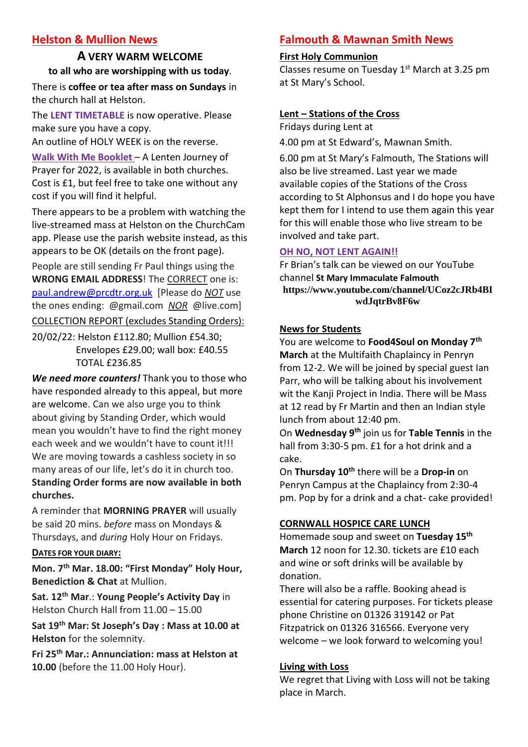## Helston & Mullion News

### A VERY WARM WELCOME

**to all who are worshipping with us today**.

There is **coffee or tea after mass on Sundays** in the church hall at Helston.

The **LENT TIMETABLE** is now operative. Please make sure you have a copy.
An outline of HOLY WEEK is on the reverse.

**Walk With Me Booklet** – A Lenten Journey of Prayer for 2022, is available in both churches. Cost is £1, but feel free to take one without any cost if you will find it helpful.

There appears to be a problem with watching the live-streamed mass at Helston on the ChurchCam app. Please use the parish website instead, as this appears to be OK (details on the front page).

People are still sending Fr Paul things using the **WRONG EMAIL ADDRESS**! The CORRECT one is: paul.andrew@prcdtr.org.uk [Please do *NOT* use the ones ending: @gmail.com *NOR* @live.com]

COLLECTION REPORT (excludes Standing Orders):

20/02/22: Helston £112.80; Mullion £54.30; Envelopes £29.00; wall box: £40.55
TOTAL £236.85

***We need more counters!*** Thank you to those who have responded already to this appeal, but more are welcome. Can we also urge you to think about giving by Standing Order, which would mean you wouldn't have to find the right money each week and we wouldn't have to count it!!! We are moving towards a cashless society in so many areas of our life, let's do it in church too. **Standing Order forms are now available in both churches.**

A reminder that **MORNING PRAYER** will usually be said 20 mins. *before* mass on Mondays & Thursdays, and *during* Holy Hour on Fridays.

**DATES FOR YOUR DIARY:**

**Mon. 7th Mar. 18.00: "First Monday" Holy Hour, Benediction & Chat** at Mullion.

**Sat. 12th Mar**.: **Young People's Activity Day** in Helston Church Hall from 11.00 – 15.00

**Sat 19th Mar: St Joseph's Day : Mass at 10.00 at Helston** for the solemnity.

**Fri 25th Mar.: Annunciation: mass at Helston at 10.00** (before the 11.00 Holy Hour).

## Falmouth & Mawnan Smith News

**First Holy Communion**

Classes resume on Tuesday 1st March at 3.25 pm at St Mary's School.

**Lent – Stations of the Cross**

Fridays during Lent at

4.00 pm at St Edward's, Mawnan Smith.

6.00 pm at St Mary's Falmouth, The Stations will also be live streamed. Last year we made available copies of the Stations of the Cross according to St Alphonsus and I do hope you have kept them for I intend to use them again this year for this will enable those who live stream to be involved and take part.

**OH NO, NOT LENT AGAIN!!**

Fr Brian's talk can be viewed on our YouTube channel **St Mary Immaculate Falmouth**
**https://www.youtube.com/channel/UCoz2cJRb4BIwdJqtrBv8F6w**

**News for Students**

You are welcome to **Food4Soul on Monday 7th March** at the Multifaith Chaplaincy in Penryn from 12-2. We will be joined by special guest Ian Parr, who will be talking about his involvement wit the Kanji Project in India. There will be Mass at 12 read by Fr Martin and then an Indian style lunch from about 12:40 pm.

On **Wednesday 9th** join us for **Table Tennis** in the hall from 3:30-5 pm. £1 for a hot drink and a cake.

On **Thursday 10th** there will be a **Drop-in** on Penryn Campus at the Chaplaincy from 2:30-4 pm. Pop by for a drink and a chat- cake provided!

**CORNWALL HOSPICE CARE LUNCH**

Homemade soup and sweet on **Tuesday 15th March** 12 noon for 12.30. tickets are £10 each and wine or soft drinks will be available by donation.

There will also be a raffle. Booking ahead is essential for catering purposes. For tickets please phone Christine on 01326 319142 or Pat Fitzpatrick on 01326 316566. Everyone very welcome – we look forward to welcoming you!

**Living with Loss**

We regret that Living with Loss will not be taking place in March.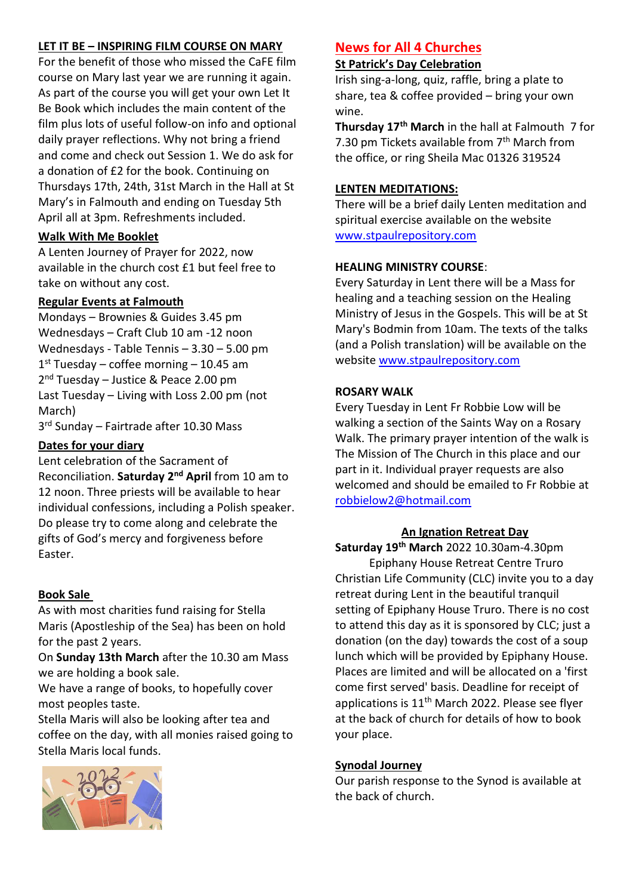## LET IT BE – INSPIRING FILM COURSE ON MARY

For the benefit of those who missed the CaFE film course on Mary last year we are running it again. As part of the course you will get your own Let It Be Book which includes the main content of the film plus lots of useful follow-on info and optional daily prayer reflections. Why not bring a friend and come and check out Session 1. We do ask for a donation of £2 for the book. Continuing on Thursdays 17th, 24th, 31st March in the Hall at St Mary's in Falmouth and ending on Tuesday 5th April all at 3pm. Refreshments included.

## Walk With Me Booklet

A Lenten Journey of Prayer for 2022, now available in the church cost £1 but feel free to take on without any cost.

## Regular Events at Falmouth

Mondays – Brownies & Guides 3.45 pm
Wednesdays – Craft Club 10 am -12 noon
Wednesdays - Table Tennis – 3.30 – 5.00 pm
1st Tuesday – coffee morning – 10.45 am
2nd Tuesday – Justice & Peace 2.00 pm
Last Tuesday – Living with Loss 2.00 pm (not March)
3rd Sunday – Fairtrade after 10.30 Mass

## Dates for your diary

Lent celebration of the Sacrament of Reconciliation. **Saturday 2nd April** from 10 am to 12 noon. Three priests will be available to hear individual confessions, including a Polish speaker. Do please try to come along and celebrate the gifts of God's mercy and forgiveness before Easter.

## Book Sale

As with most charities fund raising for Stella Maris (Apostleship of the Sea) has been on hold for the past 2 years.

On **Sunday 13th March** after the 10.30 am Mass we are holding a book sale.

We have a range of books, to hopefully cover most peoples taste.

Stella Maris will also be looking after tea and coffee on the day, with all monies raised going to Stella Maris local funds.

# News for All 4 Churches

## St Patrick's Day Celebration

Irish sing-a-long, quiz, raffle, bring a plate to share, tea & coffee provided – bring your own wine.

**Thursday 17th March** in the hall at Falmouth 7 for 7.30 pm Tickets available from 7th March from the office, or ring Sheila Mac 01326 319524

## LENTEN MEDITATIONS:

There will be a brief daily Lenten meditation and spiritual exercise available on the website www.stpaulrepository.com

## HEALING MINISTRY COURSE:

Every Saturday in Lent there will be a Mass for healing and a teaching session on the Healing Ministry of Jesus in the Gospels. This will be at St Mary's Bodmin from 10am. The texts of the talks (and a Polish translation) will be available on the website www.stpaulrepository.com

## ROSARY WALK

Every Tuesday in Lent Fr Robbie Low will be walking a section of the Saints Way on a Rosary Walk. The primary prayer intention of the walk is The Mission of The Church in this place and our part in it. Individual prayer requests are also welcomed and should be emailed to Fr Robbie at robbielow2@hotmail.com

## An Ignation Retreat Day

**Saturday 19th March** 2022 10.30am-4.30pm
Epiphany House Retreat Centre Truro

Christian Life Community (CLC) invite you to a day retreat during Lent in the beautiful tranquil setting of Epiphany House Truro. There is no cost to attend this day as it is sponsored by CLC; just a donation (on the day) towards the cost of a soup lunch which will be provided by Epiphany House. Places are limited and will be allocated on a 'first come first served' basis. Deadline for receipt of applications is 11th March 2022. Please see flyer at the back of church for details of how to book your place.

## Synodal Journey

Our parish response to the Synod is available at the back of church.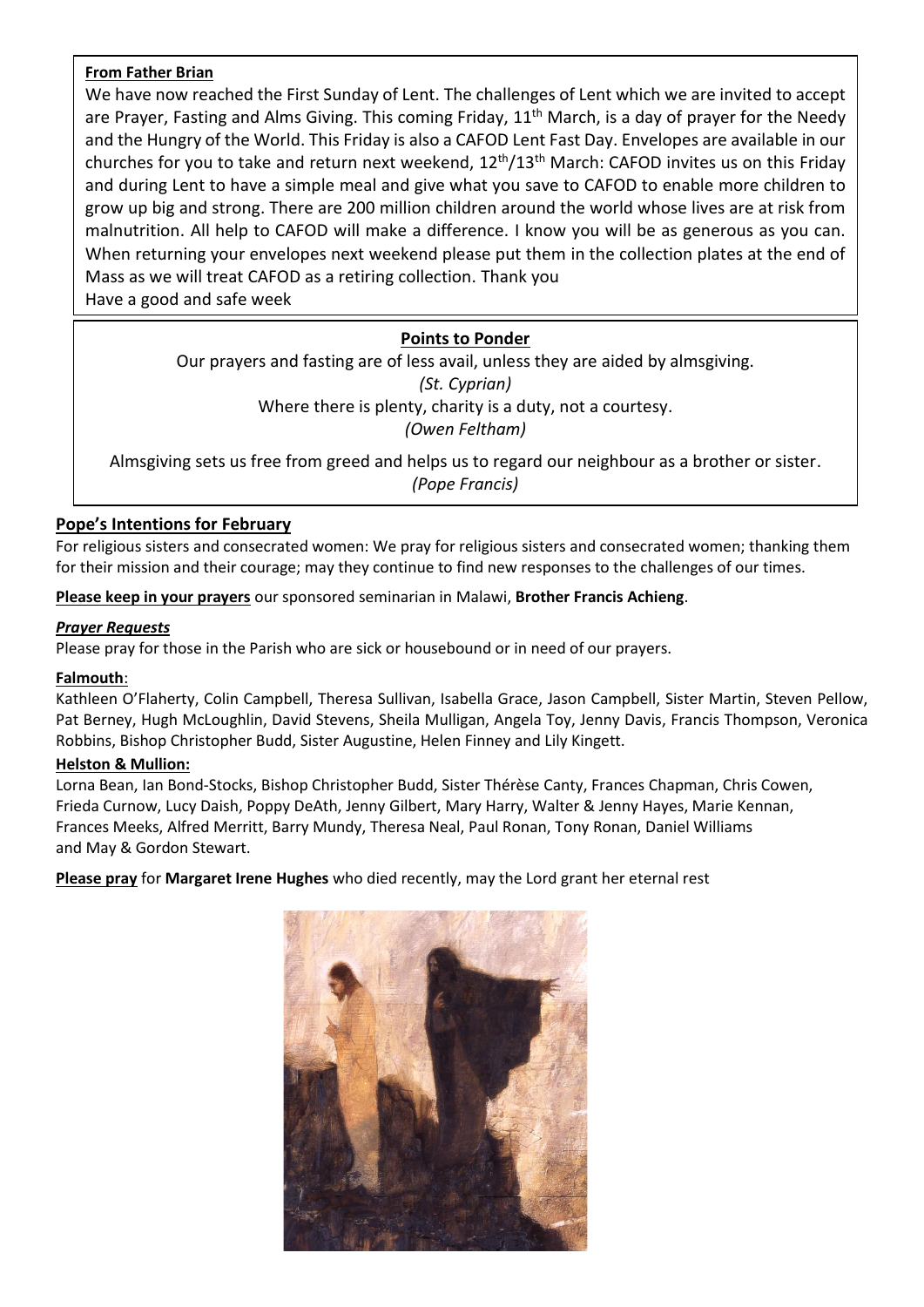**From Father Brian**

We have now reached the First Sunday of Lent. The challenges of Lent which we are invited to accept are Prayer, Fasting and Alms Giving. This coming Friday, 11th March, is a day of prayer for the Needy and the Hungry of the World. This Friday is also a CAFOD Lent Fast Day. Envelopes are available in our churches for you to take and return next weekend, 12th/13th March: CAFOD invites us on this Friday and during Lent to have a simple meal and give what you save to CAFOD to enable more children to grow up big and strong. There are 200 million children around the world whose lives are at risk from malnutrition. All help to CAFOD will make a difference. I know you will be as generous as you can. When returning your envelopes next weekend please put them in the collection plates at the end of Mass as we will treat CAFOD as a retiring collection. Thank you

Have a good and safe week

**Points to Ponder**

Our prayers and fasting are of less avail, unless they are aided by almsgiving.

*(St. Cyprian)*

Where there is plenty, charity is a duty, not a courtesy.

*(Owen Feltham)*

Almsgiving sets us free from greed and helps us to regard our neighbour as a brother or sister.

*(Pope Francis)*

**Pope's Intentions for February**

For religious sisters and consecrated women: We pray for religious sisters and consecrated women; thanking them for their mission and their courage; may they continue to find new responses to the challenges of our times.

**Please keep in your prayers** our sponsored seminarian in Malawi, **Brother Francis Achieng**.

***Prayer Requests***

Please pray for those in the Parish who are sick or housebound or in need of our prayers.

**Falmouth**:

Kathleen O'Flaherty, Colin Campbell, Theresa Sullivan, Isabella Grace, Jason Campbell, Sister Martin, Steven Pellow, Pat Berney, Hugh McLoughlin, David Stevens, Sheila Mulligan, Angela Toy, Jenny Davis, Francis Thompson, Veronica Robbins, Bishop Christopher Budd, Sister Augustine, Helen Finney and Lily Kingett.

**Helston & Mullion:**

Lorna Bean, Ian Bond-Stocks, Bishop Christopher Budd, Sister Thérèse Canty, Frances Chapman, Chris Cowen, Frieda Curnow, Lucy Daish, Poppy DeAth, Jenny Gilbert, Mary Harry, Walter & Jenny Hayes, Marie Kennan, Frances Meeks, Alfred Merritt, Barry Mundy, Theresa Neal, Paul Ronan, Tony Ronan, Daniel Williams and May & Gordon Stewart.

**Please pray** for **Margaret Irene Hughes** who died recently, may the Lord grant her eternal rest